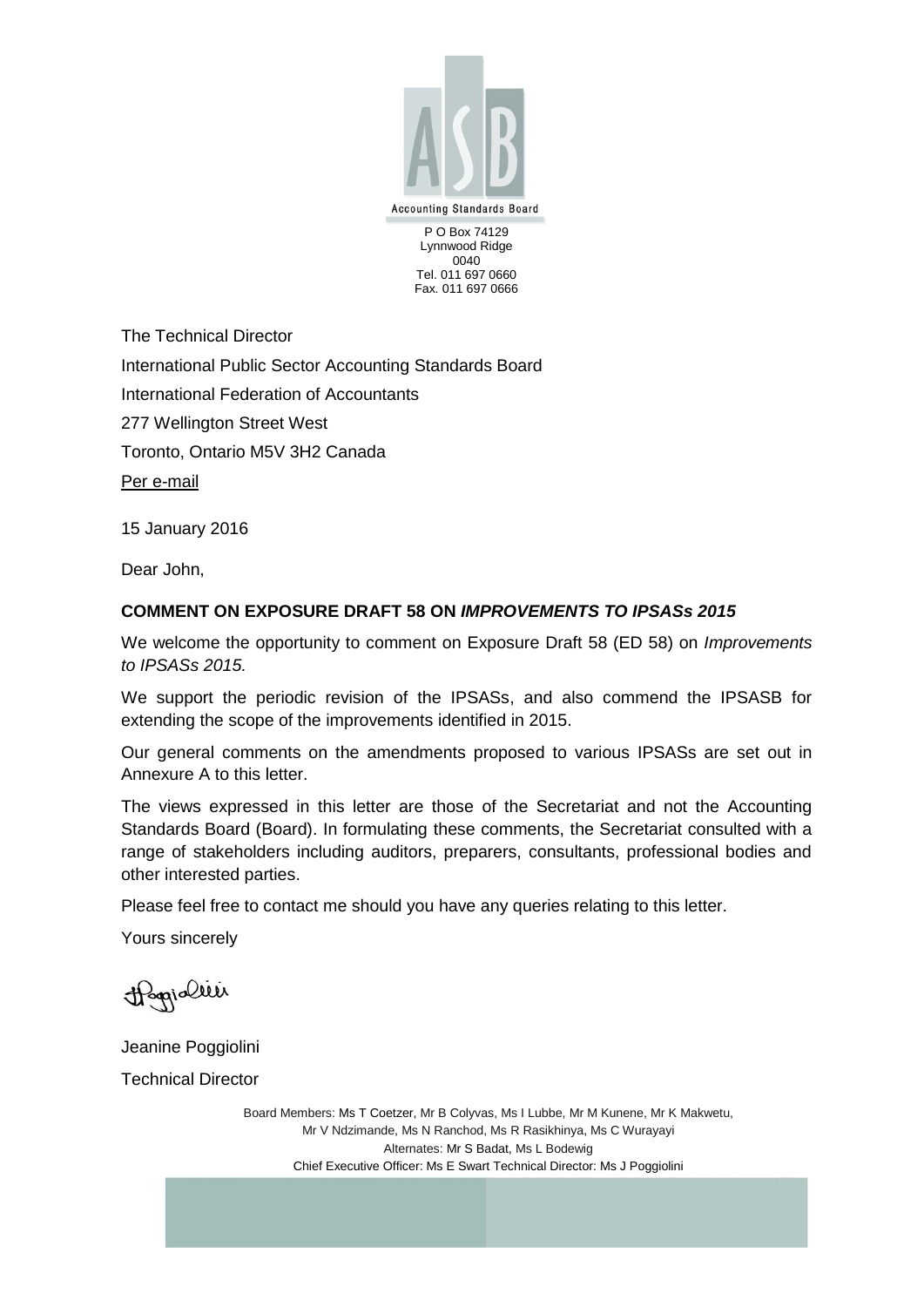Accounting Standards Board

P O Box 74129
Lynnwood Ridge
0040
Tel. 011 697 0660
Fax. 011 697 0666

The Technical Director

International Public Sector Accounting Standards Board

International Federation of Accountants

277 Wellington Street West

Toronto, Ontario M5V 3H2 Canada

Per e-mail

15 January 2016

Dear John,

**COMMENT ON EXPOSURE DRAFT 58 ON *IMPROVEMENTS TO IPSASs 2015***

We welcome the opportunity to comment on Exposure Draft 58 (ED 58) on *Improvements to IPSASs 2015.*

We support the periodic revision of the IPSASs, and also commend the IPSASB for extending the scope of the improvements identified in 2015.

Our general comments on the amendments proposed to various IPSASs are set out in Annexure A to this letter.

The views expressed in this letter are those of the Secretariat and not the Accounting Standards Board (Board). In formulating these comments, the Secretariat consulted with a range of stakeholders including auditors, preparers, consultants, professional bodies and other interested parties.

Please feel free to contact me should you have any queries relating to this letter.

Yours sincerely

Jeanine Poggiolini

Technical Director

Board Members: Ms T Coetzer, Mr B Colyvas, Ms I Lubbe, Mr M Kunene, Mr K Makwetu, Mr V Ndzimande, Ms N Ranchod, Ms R Rasikhinya, Ms C Wurayayi
Alternates: Mr S Badat, Ms L Bodewig
Chief Executive Officer: Ms E Swart Technical Director: Ms J Poggiolini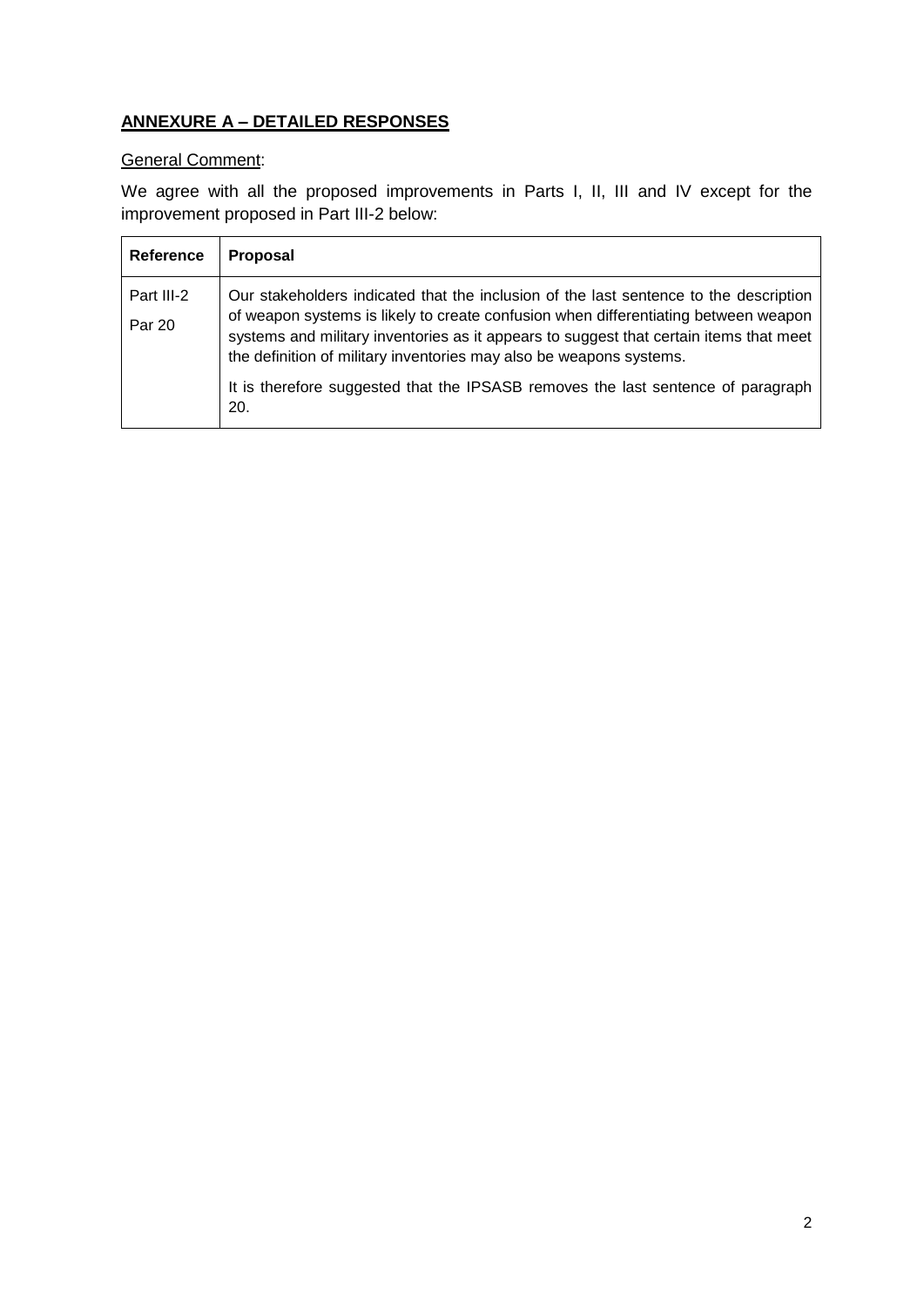## **ANNEXURE A – DETAILED RESPONSES**

General Comment:

We agree with all the proposed improvements in Parts I, II, III and IV except for the improvement proposed in Part III-2 below:

| Reference | Proposal |
|---|---|
| Part III-2<br>Par 20 | Our stakeholders indicated that the inclusion of the last sentence to the description of weapon systems is likely to create confusion when differentiating between weapon systems and military inventories as it appears to suggest that certain items that meet the definition of military inventories may also be weapons systems.<br><br>It is therefore suggested that the IPSASB removes the last sentence of paragraph 20. |